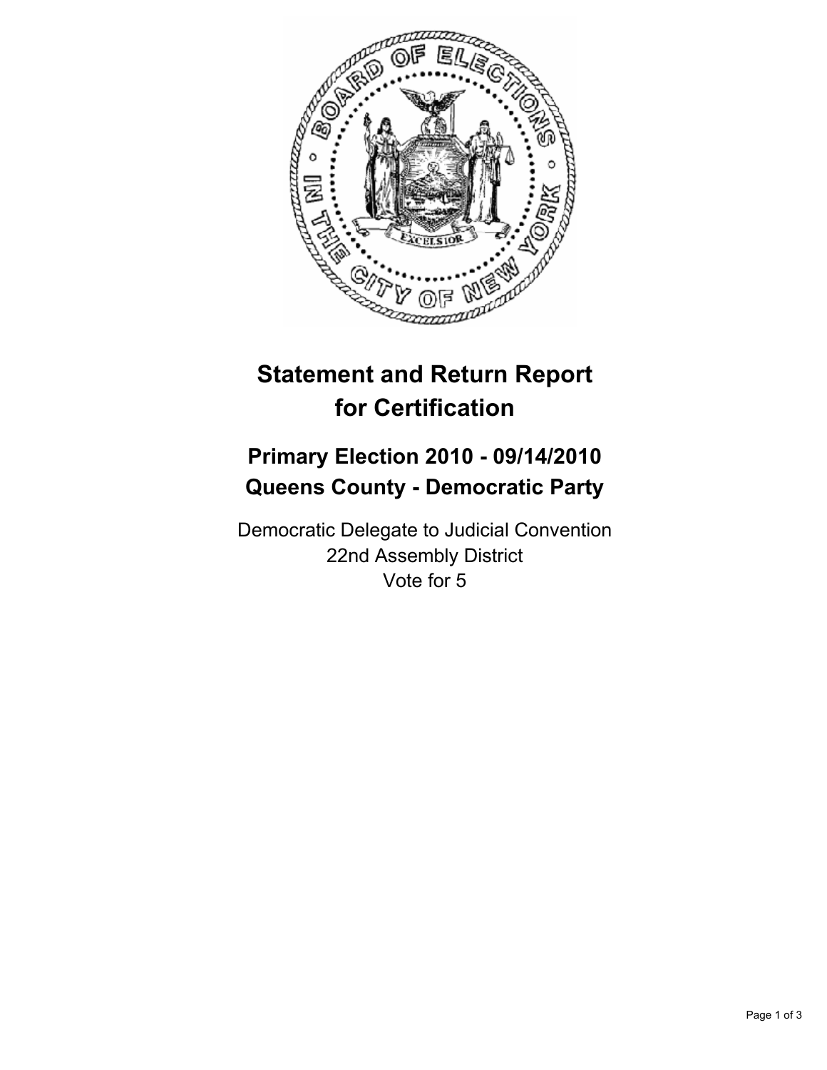# Statement and Return Report for Certification

## Primary Election 2010 - 09/14/2010
## Queens County - Democratic Party

Democratic Delegate to Judicial Convention
22nd Assembly District
Vote for 5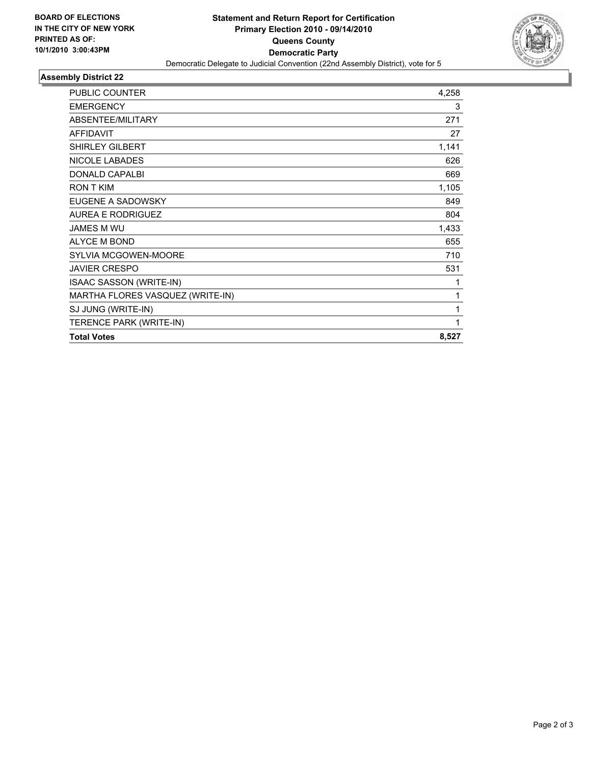**BOARD OF ELECTIONS IN THE CITY OF NEW YORK PRINTED AS OF: 10/1/2010 3:00:43PM**

# Statement and Return Report for Certification
## Primary Election 2010 - 09/14/2010
## Queens County
## Democratic Party

Democratic Delegate to Judicial Convention (22nd Assembly District), vote for 5

### Assembly District 22

| | |
|---|---|
| PUBLIC COUNTER | 4,258 |
| EMERGENCY | 3 |
| ABSENTEE/MILITARY | 271 |
| AFFIDAVIT | 27 |
| SHIRLEY GILBERT | 1,141 |
| NICOLE LABADES | 626 |
| DONALD CAPALBI | 669 |
| RON T KIM | 1,105 |
| EUGENE A SADOWSKY | 849 |
| AUREA E RODRIGUEZ | 804 |
| JAMES M WU | 1,433 |
| ALYCE M BOND | 655 |
| SYLVIA MCGOWEN-MOORE | 710 |
| JAVIER CRESPO | 531 |
| ISAAC SASSON (WRITE-IN) | 1 |
| MARTHA FLORES VASQUEZ (WRITE-IN) | 1 |
| SJ JUNG (WRITE-IN) | 1 |
| TERENCE PARK (WRITE-IN) | 1 |
| **Total Votes** | **8,527** |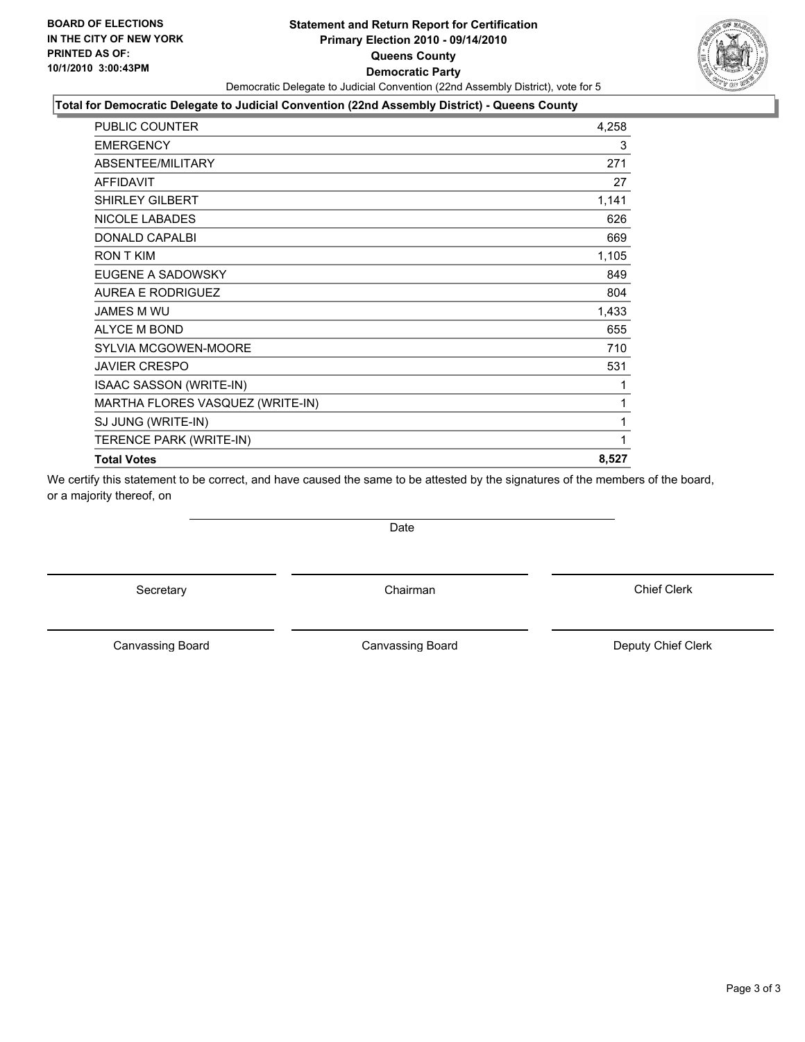**BOARD OF ELECTIONS IN THE CITY OF NEW YORK PRINTED AS OF: 10/1/2010 3:00:43PM**

# Statement and Return Report for Certification
## Primary Election 2010 - 09/14/2010
## Queens County
## Democratic Party

Democratic Delegate to Judicial Convention (22nd Assembly District), vote for 5

**Total for Democratic Delegate to Judicial Convention (22nd Assembly District) - Queens County**

| | |
|---|---|
| PUBLIC COUNTER | 4,258 |
| EMERGENCY | 3 |
| ABSENTEE/MILITARY | 271 |
| AFFIDAVIT | 27 |
| SHIRLEY GILBERT | 1,141 |
| NICOLE LABADES | 626 |
| DONALD CAPALBI | 669 |
| RON T KIM | 1,105 |
| EUGENE A SADOWSKY | 849 |
| AUREA E RODRIGUEZ | 804 |
| JAMES M WU | 1,433 |
| ALYCE M BOND | 655 |
| SYLVIA MCGOWEN-MOORE | 710 |
| JAVIER CRESPO | 531 |
| ISAAC SASSON (WRITE-IN) | 1 |
| MARTHA FLORES VASQUEZ (WRITE-IN) | 1 |
| SJ JUNG (WRITE-IN) | 1 |
| TERENCE PARK (WRITE-IN) | 1 |
| **Total Votes** | **8,527** |

We certify this statement to be correct, and have caused the same to be attested by the signatures of the members of the board, or a majority thereof, on

Date

Secretary | Chairman | Chief Clerk

Canvassing Board | Canvassing Board | Deputy Chief Clerk